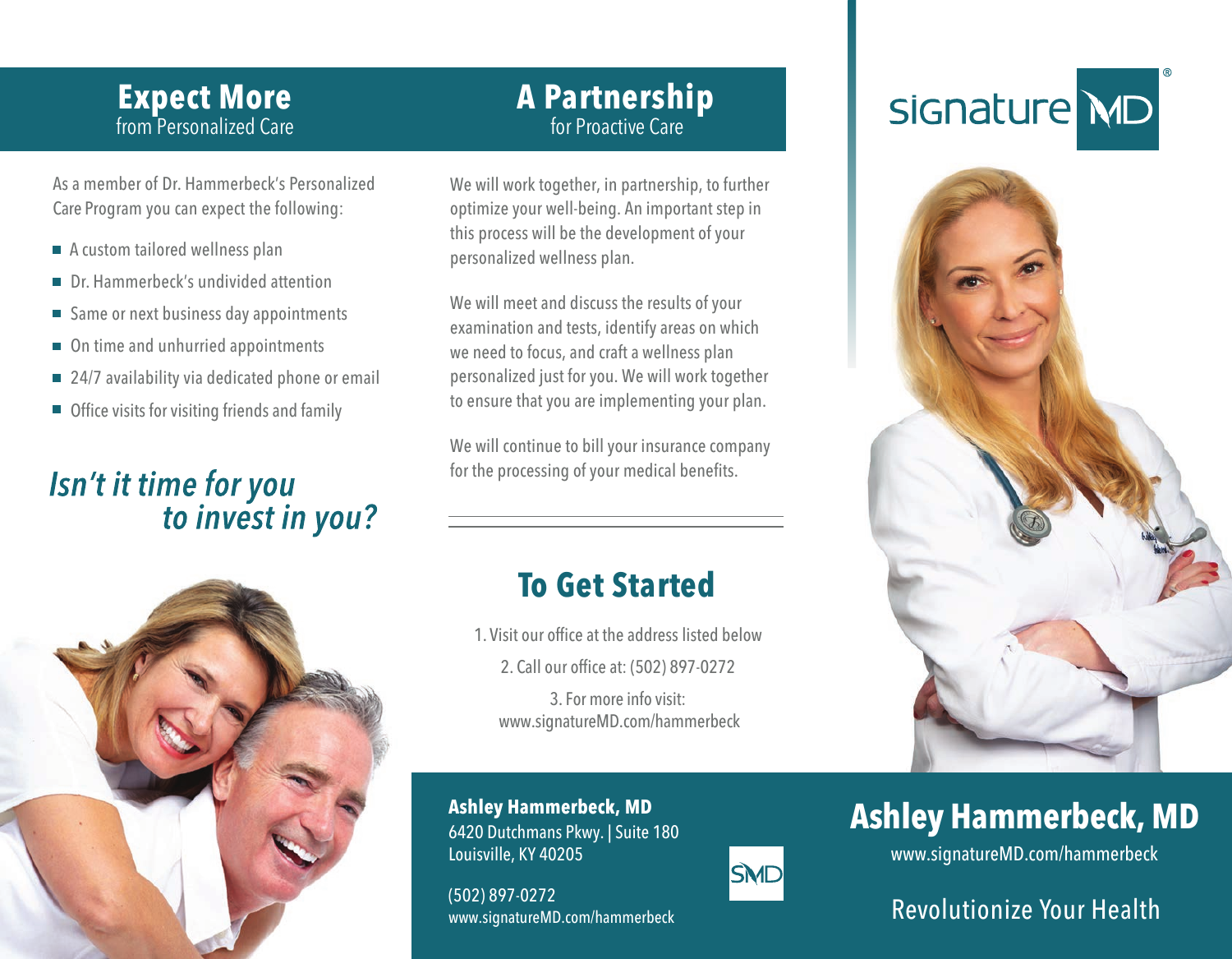## Expect More
from Personalized Care

As a member of Dr. Hammerbeck's Personalized Care Program you can expect the following:

- A custom tailored wellness plan
- Dr. Hammerbeck's undivided attention
- Same or next business day appointments
- On time and unhurried appointments
- 24/7 availability via dedicated phone or email
- Office visits for visiting friends and family

*Isn't it time for you to invest in you?*

## A Partnership
for Proactive Care

We will work together, in partnership, to further optimize your well-being. An important step in this process will be the development of your personalized wellness plan.

We will meet and discuss the results of your examination and tests, identify areas on which we need to focus, and craft a wellness plan personalized just for you. We will work together to ensure that you are implementing your plan.

We will continue to bill your insurance company for the processing of your medical benefits.

## To Get Started

1. Visit our office at the address listed below
2. Call our office at: (502) 897-0272
3. For more info visit: www.signatureMD.com/hammerbeck

**Ashley Hammerbeck, MD**
6420 Dutchmans Pkwy. | Suite 180
Louisville, KY 40205

(502) 897-0272
www.signatureMD.com/hammerbeck

SMD

signature MD®

# Ashley Hammerbeck, MD

www.signatureMD.com/hammerbeck

Revolutionize Your Health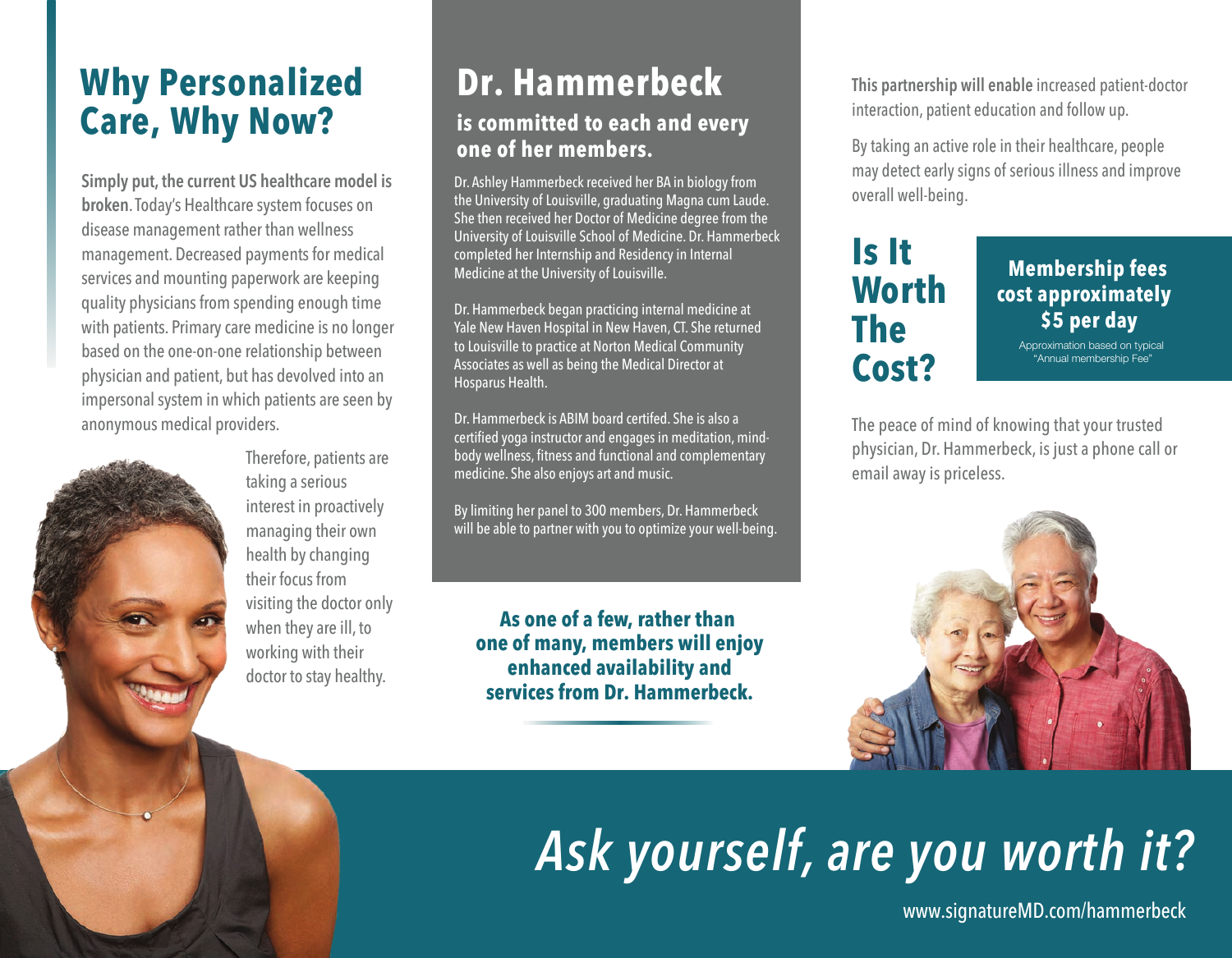## Why Personalized Care, Why Now?

**Simply put, the current US healthcare model is broken.** Today's Healthcare system focuses on disease management rather than wellness management. Decreased payments for medical services and mounting paperwork are keeping quality physicians from spending enough time with patients. Primary care medicine is no longer based on the one-on-one relationship between physician and patient, but has devolved into an impersonal system in which patients are seen by anonymous medical providers.

Therefore, patients are taking a serious interest in proactively managing their own health by changing their focus from visiting the doctor only when they are ill, to working with their doctor to stay healthy.

## Dr. Hammerbeck

### is committed to each and every one of her members.

Dr. Ashley Hammerbeck received her BA in biology from the University of Louisville, graduating Magna cum Laude. She then received her Doctor of Medicine degree from the University of Louisville School of Medicine. Dr. Hammerbeck completed her Internship and Residency in Internal Medicine at the University of Louisville.

Dr. Hammerbeck began practicing internal medicine at Yale New Haven Hospital in New Haven, CT. She returned to Louisville to practice at Norton Medical Community Associates as well as being the Medical Director at Hosparus Health.

Dr. Hammerbeck is ABIM board certifed. She is also a certified yoga instructor and engages in meditation, mind-body wellness, fitness and functional and complementary medicine. She also enjoys art and music.

By limiting her panel to 300 members, Dr. Hammerbeck will be able to partner with you to optimize your well-being.

**As one of a few, rather than one of many, members will enjoy enhanced availability and services from Dr. Hammerbeck.**

**This partnership will enable** increased patient-doctor interaction, patient education and follow up.

By taking an active role in their healthcare, people may detect early signs of serious illness and improve overall well-being.

## Is It Worth The Cost?

**Membership fees cost approximately $5 per day**

Approximation based on typical "Annual membership Fee"

The peace of mind of knowing that your trusted physician, Dr. Hammerbeck, is just a phone call or email away is priceless.

*Ask yourself, are you worth it?*

www.signatureMD.com/hammerbeck